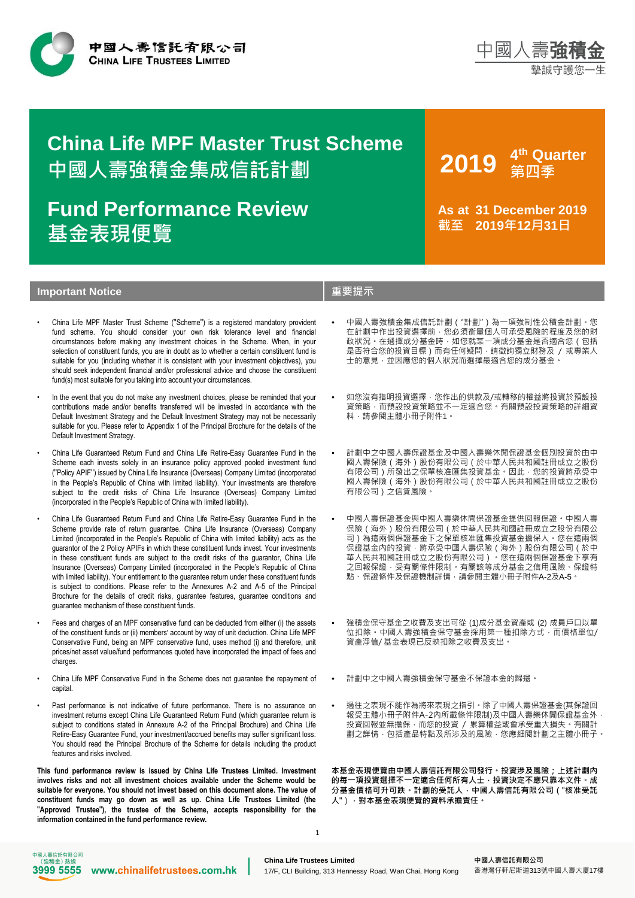中國人壽信託有限公司
China Life Trustees Limited

中國人壽強積金
摯誠守護您一生

# China Life MPF Master Trust Scheme
# 中國人壽強積金集成信託計劃

# Fund Performance Review
# 基金表現便覽

**2019 4th Quarter 第四季**

**As at 31 December 2019**
**截至 2019年12月31日**

## Important Notice

- China Life MPF Master Trust Scheme ("Scheme") is a registered mandatory provident fund scheme. You should consider your own risk tolerance level and financial circumstances before making any investment choices in the Scheme. When, in your selection of constituent funds, you are in doubt as to whether a certain constituent fund is suitable for you (including whether it is consistent with your investment objectives), you should seek independent financial and/or professional advice and choose the constituent fund(s) most suitable for you taking into account your circumstances.
- In the event that you do not make any investment choices, please be reminded that your contributions made and/or benefits transferred will be invested in accordance with the Default Investment Strategy and the Default Investment Strategy may not be necessarily suitable for you. Please refer to Appendix 1 of the Principal Brochure for the details of the Default Investment Strategy.
- China Life Guaranteed Return Fund and China Life Retire-Easy Guarantee Fund in the Scheme each invests solely in an insurance policy approved pooled investment fund ("Policy APIF") issued by China Life Insurance (Overseas) Company Limited (incorporated in the People's Republic of China with limited liability). Your investments are therefore subject to the credit risks of China Life Insurance (Overseas) Company Limited (incorporated in the People's Republic of China with limited liability).
- China Life Guaranteed Return Fund and China Life Retire-Easy Guarantee Fund in the Scheme provide rate of return guarantee. China Life Insurance (Overseas) Company Limited (incorporated in the People's Republic of China with limited liability) acts as the guarantor of the 2 Policy APIFs in which these constituent funds invest. Your investments in these constituent funds are subject to the credit risks of the guarantor, China Life Insurance (Overseas) Company Limited (incorporated in the People's Republic of China with limited liability). Your entitlement to the guarantee return under these constituent funds is subject to conditions. Please refer to the Annexures A-2 and A-5 of the Principal Brochure for the details of credit risks, guarantee features, guarantee conditions and guarantee mechanism of these constituent funds.
- Fees and charges of an MPF conservative fund can be deducted from either (i) the assets of the constituent funds or (ii) members' account by way of unit deduction. China Life MPF Conservative Fund, being an MPF conservative fund, uses method (i) and therefore, unit prices/net asset value/fund performances quoted have incorporated the impact of fees and charges.
- China Life MPF Conservative Fund in the Scheme does not guarantee the repayment of capital.
- Past performance is not indicative of future performance. There is no assurance on investment returns except China Life Guaranteed Return Fund (which guarantee return is subject to conditions stated in Annexure A-2 of the Principal Brochure) and China Life Retire-Easy Guarantee Fund, your investment/accrued benefits may suffer significant loss. You should read the Principal Brochure of the Scheme for details including the product features and risks involved.

**This fund performance review is issued by China Life Trustees Limited. Investment involves risks and not all investment choices available under the Scheme would be suitable for everyone. You should not invest based on this document alone. The value of constituent funds may go down as well as up. China Life Trustees Limited (the "Approved Trustee"), the trustee of the Scheme, accepts responsibility for the information contained in the fund performance review.**

## 重要提示

- 中國人壽強積金集成信託計劃（"計劃"）為一項強制性公積金計劃。您在計劃中作出投資選擇前，您必須衡量個人可承受風險的程度及您的財政狀況。在選擇成分基金時，如您就某一項成分基金是否適合您（包括是否符合您的投資目標）而有任何疑問，請徵詢獨立財務及 / 或專業人士的意見，並因應您的個人狀況而選擇最適合您的成分基金。
- 如您沒有指明投資選擇，您作出的供款及/或轉移的權益將投資於預設投資策略，而預設投資策略並不一定適合您。有關預設投資策略的詳細資料，請參閱主體小冊子附件1。
- 計劃中之中國人壽保證基金及中國人壽樂休閒保證基金個別投資於由中國人壽保險（海外）股份有限公司（於中華人民共和國註冊成立之股份有限公司）所發出之保單核准匯集投資基金。因此，您的投資將承受中國人壽保險（海外）股份有限公司（於中華人民共和國註冊成立之股份有限公司）之信貸風險。
- 中國人壽保證基金與中國人壽樂休閒保證基金提供回報保證。中國人壽保險（海外）股份有限公司（於中華人民共和國註冊成立之股份有限公司）為這兩個保證基金下之保單核准匯集投資基金擔保人。您在這兩個保證基金內的投資，將承受中國人壽保險（海外）股份有限公司（於中華人民共和國註冊成立之股份有限公司）。您在這兩個保證基金下享有之回報保證，受有關條件限制。有關該等成分基金之信用風險、保證特點、保證條件及保證機制詳情，請參閱主體小冊子附件A-2及A-5。
- 強積金保守基金之收費及支出可從 (1)成分基金資產或 (2) 成員戶口以單位扣除。中國人壽強積金保守基金採用第一種扣除方式，而價格單位/資產淨值/ 基金表現已反映扣除之收費及支出。
- 計劃中之中國人壽強積金保守基金不保證本金的歸還。
- 過往之表現不能作為將來表現之指引。除了中國人壽保證基金(其保證回報受主體小冊子附件A-2內所載條件限制)及中國人壽樂休閒保證基金外，投資回報並無擔保，而您的投資 / 累算權益或會承受重大損失。有關計劃之詳情，包括產品特點及所涉及的風險，您應細閱計劃之主體小冊子。

**本基金表現便覽由中國人壽信託有限公司發行。投資涉及風險；上述計劃內的每一項投資選擇不一定適合任何所有人士，投資決定不應只靠本文件。成分基金價格可升可跌。計劃的受託人，中國人壽信託有限公司（"核准受託人"），對本基金表現便覽的資料承擔責任。**

中國人壽信託有限公司（強積金）熱線 3999 5555 www.chinalifetrustees.com.hk

China Life Trustees Limited
17/F, CLI Building, 313 Hennessy Road, Wan Chai, Hong Kong

中國人壽信託有限公司
香港灣仔軒尼詩道313號中國人壽大廈17樓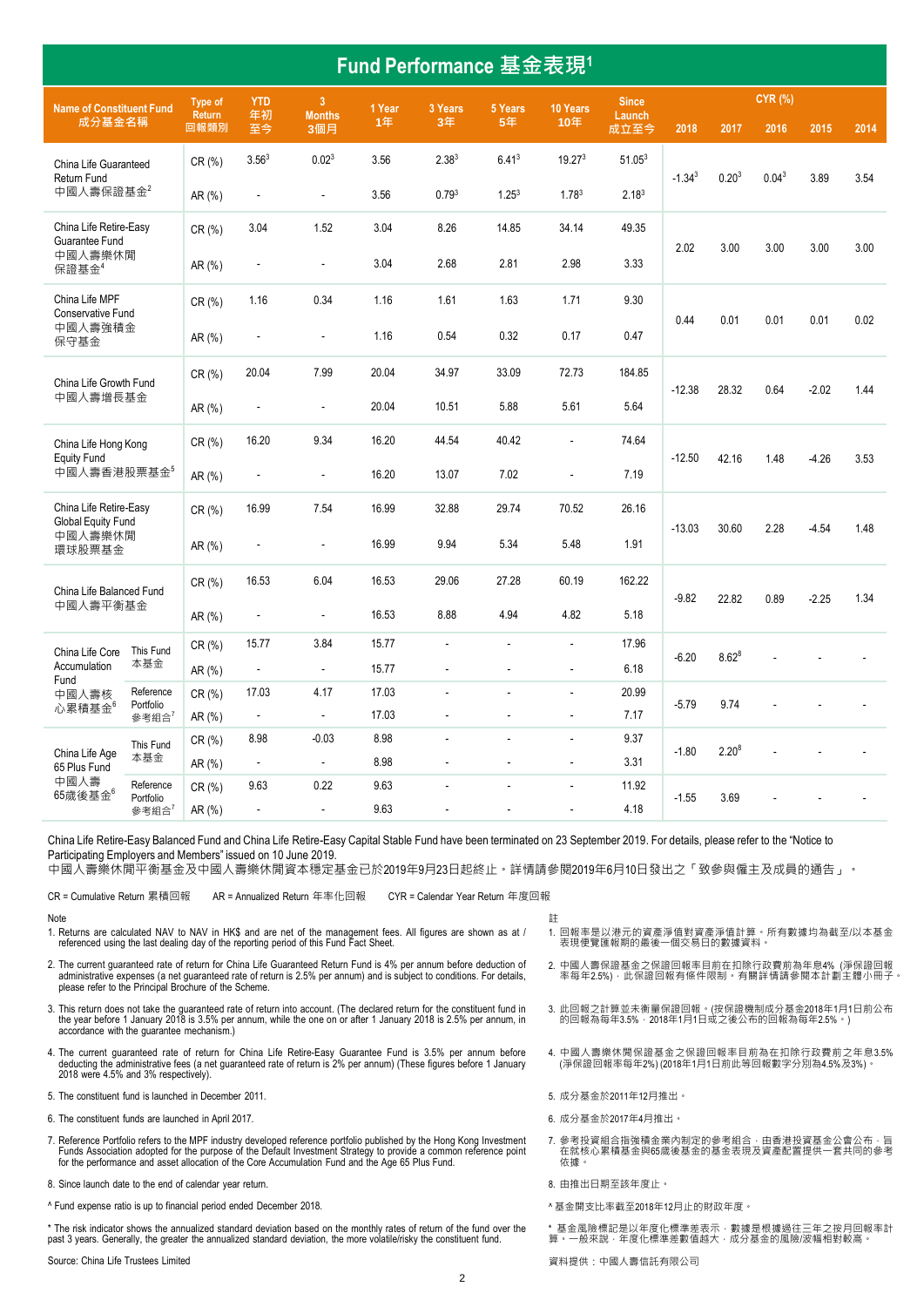# Fund Performance 基金表現[1]

| Name of Constituent Fund 成分基金名稱 | | Type of Return 回報類別 | YTD 年初至今 | 3 Months 3個月 | 1 Year 1年 | 3 Years 3年 | 5 Years 5年 | 10 Years 10年 | Since Launch 成立至今 | CYR (%) 2018 | 2017 | 2016 | 2015 | 2014 |
|---|---|---|---|---|---|---|---|---|---|---|---|---|---|---|
| China Life Guaranteed Return Fund 中國人壽保證基金[2] | | CR (%) | 3.56[3] | 0.02[3] | 3.56 | 2.38[3] | 6.41[3] | 19.27[3] | 51.05[3] | -1.34[3] | 0.20[3] | 0.04[3] | 3.89 | 3.54 |
| | | AR (%) | - | - | 3.56 | 0.79[3] | 1.25[3] | 1.78[3] | 2.18[3] | | | | | |
| China Life Retire-Easy Guarantee Fund 中國人壽樂休閒保證基金[4] | | CR (%) | 3.04 | 1.52 | 3.04 | 8.26 | 14.85 | 34.14 | 49.35 | 2.02 | 3.00 | 3.00 | 3.00 | 3.00 |
| | | AR (%) | - | - | 3.04 | 2.68 | 2.81 | 2.98 | 3.33 | | | | | |
| China Life MPF Conservative Fund 中國人壽強積金保守基金 | | CR (%) | 1.16 | 0.34 | 1.16 | 1.61 | 1.63 | 1.71 | 9.30 | 0.44 | 0.01 | 0.01 | 0.01 | 0.02 |
| | | AR (%) | - | - | 1.16 | 0.54 | 0.32 | 0.17 | 0.47 | | | | | |
| China Life Growth Fund 中國人壽增長基金 | | CR (%) | 20.04 | 7.99 | 20.04 | 34.97 | 33.09 | 72.73 | 184.85 | -12.38 | 28.32 | 0.64 | -2.02 | 1.44 |
| | | AR (%) | - | - | 20.04 | 10.51 | 5.88 | 5.61 | 5.64 | | | | | |
| China Life Hong Kong Equity Fund 中國人壽香港股票基金[5] | | CR (%) | 16.20 | 9.34 | 16.20 | 44.54 | 40.42 | - | 74.64 | -12.50 | 42.16 | 1.48 | -4.26 | 3.53 |
| | | AR (%) | - | - | 16.20 | 13.07 | 7.02 | - | 7.19 | | | | | |
| China Life Retire-Easy Global Equity Fund 中國人壽樂休閒環球股票基金 | | CR (%) | 16.99 | 7.54 | 16.99 | 32.88 | 29.74 | 70.52 | 26.16 | -13.03 | 30.60 | 2.28 | -4.54 | 1.48 |
| | | AR (%) | - | - | 16.99 | 9.94 | 5.34 | 5.48 | 1.91 | | | | | |
| China Life Balanced Fund 中國人壽平衡基金 | | CR (%) | 16.53 | 6.04 | 16.53 | 29.06 | 27.28 | 60.19 | 162.22 | -9.82 | 22.82 | 0.89 | -2.25 | 1.34 |
| | | AR (%) | - | - | 16.53 | 8.88 | 4.94 | 4.82 | 5.18 | | | | | |
| China Life Core Accumulation Fund 中國人壽核心累積基金[6] | This Fund 本基金 | CR (%) | 15.77 | 3.84 | 15.77 | - | - | - | 17.96 | -6.20 | 8.62[8] | - | - | - |
| | | AR (%) | - | - | 15.77 | - | - | - | 6.18 | | | | | |
| | Reference Portfolio 參考組合[7] | CR (%) | 17.03 | 4.17 | 17.03 | - | - | - | 20.99 | -5.79 | 9.74 | - | - | - |
| | | AR (%) | - | - | 17.03 | - | - | - | 7.17 | | | | | |
| China Life Age 65 Plus Fund 中國人壽65歲後基金[6] | This Fund 本基金 | CR (%) | 8.98 | -0.03 | 8.98 | - | - | - | 9.37 | -1.80 | 2.20[8] | - | - | - |
| | | AR (%) | - | - | 8.98 | - | - | - | 3.31 | | | | | |
| | Reference Portfolio 參考組合[7] | CR (%) | 9.63 | 0.22 | 9.63 | - | - | - | 11.92 | -1.55 | 3.69 | - | - | - |
| | | AR (%) | - | - | 9.63 | - | - | - | 4.18 | | | | | |

China Life Retire-Easy Balanced Fund and China Life Retire-Easy Capital Stable Fund have been terminated on 23 September 2019. For details, please refer to the "Notice to Participating Employers and Members" issued on 10 June 2019.
中國人壽樂休閒平衡基金及中國人壽樂休閒資本穩定基金已於2019年9月23日起終止。詳情請參閱2019年6月10日發出之「致參與僱主及成員的通告」。

CR = Cumulative Return 累積回報　　AR = Annualized Return 年率化回報　　CYR = Calendar Year Return 年度回報

Note

1. Returns are calculated NAV to NAV in HK$ and are net of the management fees. All figures are shown as at / referenced using the last dealing day of the reporting period of this Fund Fact Sheet.
2. The current guaranteed rate of return for China Life Guaranteed Return Fund is 4% per annum before deduction of administrative expenses (a net guaranteed rate of return is 2.5% per annum) and is subject to conditions. For details, please refer to the Principal Brochure of the Scheme.
3. This return does not take the guaranteed rate of return into account. (The declared return for the constituent fund in the year before 1 January 2018 is 3.5% per annum, while the one on or after 1 January 2018 is 2.5% per annum, in accordance with the guarantee mechanism.)
4. The current guaranteed rate of return for China Life Retire-Easy Guarantee Fund is 3.5% per annum before deducting the administrative fees (a net guaranteed rate of return is 2% per annum) (These figures before 1 January 2018 were 4.5% and 3% respectively).
5. The constituent fund is launched in December 2011.
6. The constituent funds are launched in April 2017.
7. Reference Portfolio refers to the MPF industry developed reference portfolio published by the Hong Kong Investment Funds Association adopted for the purpose of the Default Investment Strategy to provide a common reference point for the performance and asset allocation of the Core Accumulation Fund and the Age 65 Plus Fund.
8. Since launch date to the end of calendar year return.

^ Fund expense ratio is up to financial period ended December 2018.

\* The risk indicator shows the annualized standard deviation based on the monthly rates of return of the fund over the past 3 years. Generally, the greater the annualized standard deviation, the more volatile/risky the constituent fund.

Source: China Life Trustees Limited

註

1. 回報率是以港元的資產淨值對資產淨值計算。所有數據均為截至/以本基金表現便覽匯報期的最後一個交易日的數據資料。
2. 中國人壽保證基金之保證回報率目前在扣除行政費用前為年息4% (淨保證回報率為每年2.5%)，此保證回報有條件限制，有關詳情請參閱本計劃主體小冊子。
3. 此回報之計算並未衡量保證回報。(按保證機制成分基金2018年1月1日前公布的回報為每年3.5%，2018年1月1日或之後公布的回報為每年2.5%。)
4. 中國人壽樂休閒保證基金之保證回報率目前為在扣除行政費前之年息3.5% (淨保證回報率每年2%) (2018年1月1日前此等回報數字分別為4.5%及3%)。
5. 成分基金於2011年12月推出。
6. 成分基金於2017年4月推出。
7. 參考投資組合指強積金業內制定的參考組合，由香港投資基金公會公佈，旨在就核心累積基金與65歲後基金的基金表現及資產配置提供一套共同的參考依據。
8. 由推出日期至該年度止。

^ 基金開支比率截至2018年12月止的財政年度。

\* 基金風險標記是以年度化標準差表示，數據是根據過往三年之按月回報率計算。一般來說，年度化標準差數值越大，成分基金的風險/波幅相對較高。

資料提供：中國人壽信託有限公司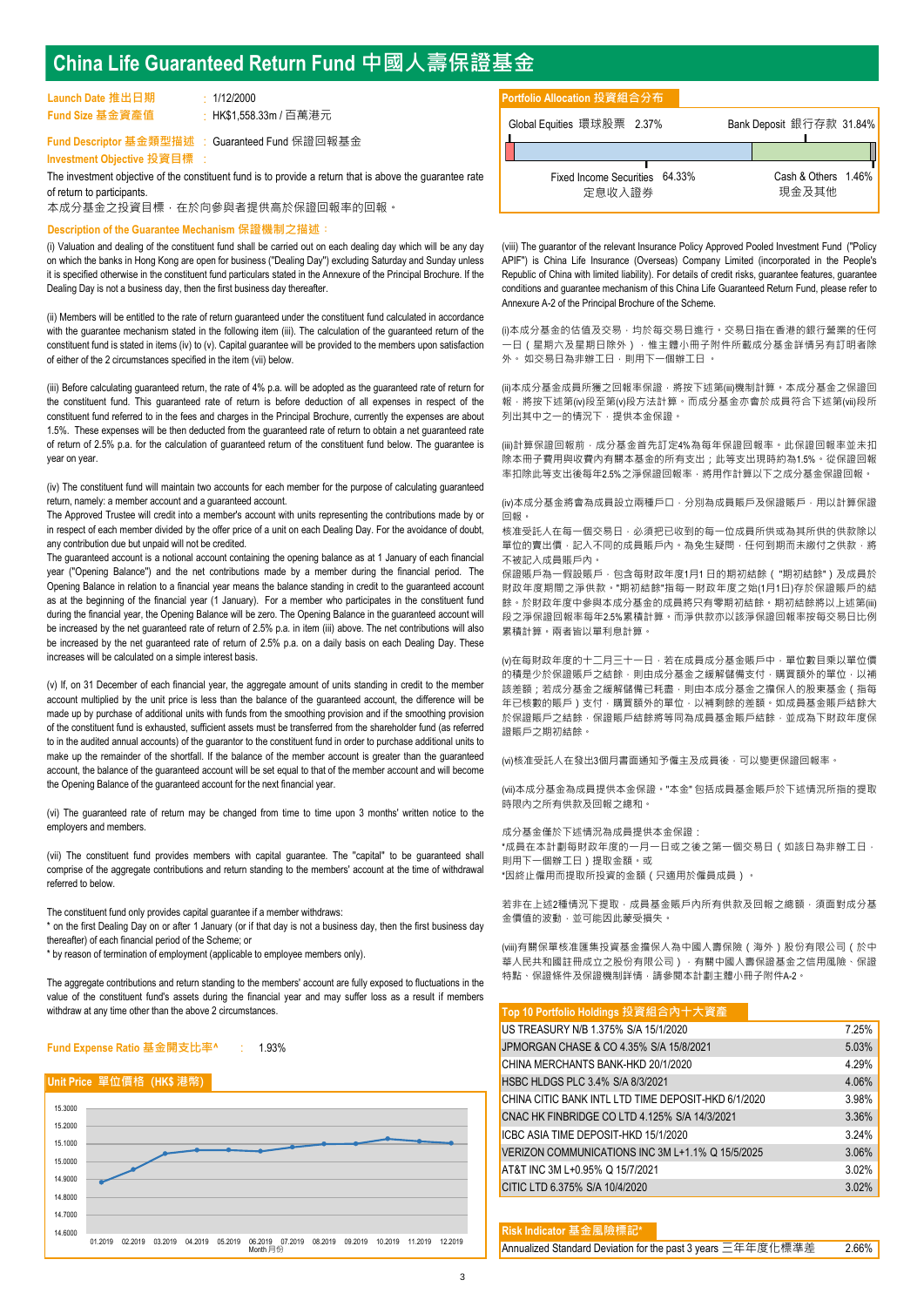# China Life Guaranteed Return Fund 中國人壽保證基金

**Launch Date 推出日期** : 1/12/2000

**Fund Size 基金資產值** : HK$1,558.33m / 百萬港元

**Fund Descriptor 基金類型描述** : Guaranteed Fund 保證回報基金

**Investment Objective 投資目標** :

The investment objective of the constituent fund is to provide a return that is above the guarantee rate of return to participants.

本成分基金之投資目標，在於向參與者提供高於保證回報率的回報。

**Description of the Guarantee Mechanism 保證機制之描述：**

(i) Valuation and dealing of the constituent fund shall be carried out on each dealing day which will be any day on which the banks in Hong Kong are open for business ("Dealing Day") excluding Saturday and Sunday unless it is specified otherwise in the constituent fund particulars stated in the Annexure of the Principal Brochure. If the Dealing Day is not a business day, then the first business day thereafter.

(ii) Members will be entitled to the rate of return guaranteed under the constituent fund calculated in accordance with the guarantee mechanism stated in the following item (iii). The calculation of the guaranteed return of the constituent fund is stated in items (iv) to (v). Capital guarantee will be provided to the members upon satisfaction of either of the 2 circumstances specified in the item (vii) below.

(iii) Before calculating guaranteed return, the rate of 4% p.a. will be adopted as the guaranteed rate of return for the constituent fund. This guaranteed rate of return is before deduction of all expenses in respect of the constituent fund referred to in the fees and charges in the Principal Brochure, currently the expenses are about 1.5%. These expenses will be then deducted from the guaranteed rate of return to obtain a net guaranteed rate of return of 2.5% p.a. for the calculation of guaranteed return of the constituent fund below. The guarantee is year on year.

(iv) The constituent fund will maintain two accounts for each member for the purpose of calculating guaranteed return, namely: a member account and a guaranteed account.

The Approved Trustee will credit into a member's account with units representing the contributions made by or in respect of each member divided by the offer price of a unit on each Dealing Day. For the avoidance of doubt, any contribution due but unpaid will not be credited.

The guaranteed account is a notional account containing the opening balance as at 1 January of each financial year ("Opening Balance") and the net contributions made by a member during the financial period. The Opening Balance in relation to a financial year means the balance standing in credit to the guaranteed account as at the beginning of the financial year (1 January). For a member who participates in the constituent fund during the financial year, the Opening Balance will be zero. The Opening Balance in the guaranteed account will be increased by the net guaranteed rate of return of 2.5% p.a. in item (iii) above. The net contributions will also be increased by the net guaranteed rate of return of 2.5% p.a. on a daily basis on each Dealing Day. These increases will be calculated on a simple interest basis.

(v) If, on 31 December of each financial year, the aggregate amount of units standing in credit to the member account multiplied by the unit price is less than the balance of the guaranteed account, the difference will be made up by purchase of additional units with funds from the smoothing provision and if the smoothing provision of the constituent fund is exhausted, sufficient assets must be transferred from the shareholder fund (as referred to in the audited annual accounts) of the guarantor to the constituent fund in order to purchase additional units to make up the remainder of the shortfall. If the balance of the member account is greater than the guaranteed account, the balance of the guaranteed account will be set equal to that of the member account and will become the Opening Balance of the guaranteed account for the next financial year.

(vi) The guaranteed rate of return may be changed from time to time upon 3 months' written notice to the employers and members.

(vii) The constituent fund provides members with capital guarantee. The "capital" to be guaranteed shall comprise of the aggregate contributions and return standing to the members' account at the time of withdrawal referred to below.

The constituent fund only provides capital guarantee if a member withdraws:
* on the first Dealing Day on or after 1 January (or if that day is not a business day, then the first business day thereafter) of each financial period of the Scheme; or
* by reason of termination of employment (applicable to employee members only).

The aggregate contributions and return standing to the members' account are fully exposed to fluctuations in the value of the constituent fund's assets during the financial year and may suffer loss as a result if members withdraw at any time other than the above 2 circumstances.

(viii) The guarantor of the relevant Insurance Policy Approved Pooled Investment Fund ("Policy APIF") is China Life Insurance (Overseas) Company Limited (incorporated in the People's Republic of China with limited liability). For details of credit risks, guarantee features, guarantee conditions and guarantee mechanism of this China Life Guaranteed Return Fund, please refer to Annexure A-2 of the Principal Brochure of the Scheme.

(i)本成分基金的估值及交易，均於每交易日進行。交易日指在香港的銀行營業的任何一日（星期六及星期日除外），惟主體小冊子附件所載成分基金詳情另有訂明者除外。如交易日為非辦工日，則用下一個辦工日。

(ii)本成分基金成員所獲之回報率保證，將按下述第(iii)機制計算。本成分基金之保證回報，將按下述第(iv)段至第(v)段方法計算。而成分基金亦會於成員符合下述第(vii)段所列出其中之一的情況下，提供本金保證。

(iii)計算保證回報前，成分基金首先訂定4%為每年保證回報率。此保證回報率並未扣除本冊子費用與收費內有關本基金的所有支出；此等支出現時約為1.5%。從保證回報率扣除此等支出後每年2.5%之淨保證回報率，將用作計算以下之成分基金保證回報。

(iv)本成分基金將會為成員設立兩種戶口，分別為成員賬戶及保證賬戶，用以計算保證回報。

核准受託人在每一個交易日，必須把已收到的每一位成員所供或為其所供的供款除以單位的賣出價，記入不同的成員賬戶內。為免生疑問，任何到期而未繳付之供款，將不被記入成員賬戶內。

保證賬戶為一假設賬戶，包含每財政年度1月1日的期初結餘（"期初結餘"）及成員於財政年度期間之淨供款。"期初結餘"指在每一財政年度之始(1月1日)存於保證賬戶的結餘。於財政年度中參與本成分基金的成員將只有零期初結餘。期初結餘將以上述第(iii)段之淨保證回報率每年2.5%累積計算。而淨供款亦以該淨保證回報率按每交易日比例累積計算。兩者皆以單利息計算。

(v)在每財政年度的十二月三十一日，若在成員成分基金賬戶中，單位數目乘以單位價的積是少於保證賬戶之結餘，則由成分基金之緩解儲備支付，購買額外的單位，以補該差額；若成分基金之緩解儲備已耗盡，則由本成分基金之擔保人的股東基金（指每年已核數的賬戶）支付，購買額外的單位，以補剩餘的差額。如成員基金賬戶結餘大於保證賬戶之結餘，保證賬戶結餘將等同為成員基金賬戶結餘，並成為下財政年度保證賬戶之期初結餘。

(vi)核准受託人在發出3個月書面通知予僱主及成員後，可以變更保證回報率。

(vii)本成分基金為成員提供本金保證。"本金" 包括成員基金賬戶於下述情況所指的提取時限內之所有供款及回報之總和。

成分基金僅於下述情況為成員提供本金保證：
*成員在本計劃每財政年度的一月一日或之後之第一個交易日（如該日為非辦工日，則用下一個辦工日）提取金額。或
*因終止僱用而提取所投資的金額（只適用於僱員成員）。

若非在上述2種情況下提取，成員基金賬戶內所有供款及回報之總額，須面對成分基金價值的波動，並可能因此蒙受損失。

(viii)有關保單核准集投資基金擔保人為中國人壽保險（海外）股份有限公司（於中華人民共和國註冊成立之股份有限公司）。有關中國人壽保證基金之信用風險、保證特點、保證條件及保證機制詳情，請參閱本計劃主體小冊子附件A-2。

**Fund Expense Ratio 基金開支比率^** : 1.93%

## Unit Price 單位價格 (HK$ 港幣)

| Month 月份 | Unit Price (approx.) |
|---|---|
| 01.2019 | 14.88 |
| 02.2019 | 14.95 |
| 03.2019 | 15.04 |
| 04.2019 | 15.06 |
| 05.2019 | 15.06 |
| 06.2019 | 15.05 |
| 07.2019 | 15.08 |
| 08.2019 | 15.09 |
| 09.2019 | 15.10 |
| 10.2019 | 15.12 |
| 11.2019 | 15.11 |
| 12.2019 | 15.10 |

## Portfolio Allocation 投資組合分布

| Asset Class | % |
|---|---|
| Global Equities 環球股票 | 2.37% |
| Fixed Income Securities 定息收入證券 | 64.33% |
| Bank Deposit 銀行存款 | 31.84% |
| Cash & Others 現金及其他 | 1.46% |

## Top 10 Portfolio Holdings 投資組合內十大資產

| Holding | % |
|---|---|
| US TREASURY N/B 1.375% S/A 15/1/2020 | 7.25% |
| JPMORGAN CHASE & CO 4.35% S/A 15/8/2021 | 5.03% |
| CHINA MERCHANTS BANK-HKD 20/1/2020 | 4.29% |
| HSBC HLDGS PLC 3.4% S/A 8/3/2021 | 4.06% |
| CHINA CITIC BANK INTL LTD TIME DEPOSIT-HKD 6/1/2020 | 3.98% |
| CNAC HK FINBRIDGE CO LTD 4.125% S/A 14/3/2021 | 3.36% |
| ICBC ASIA TIME DEPOSIT-HKD 15/1/2020 | 3.24% |
| VERIZON COMMUNICATIONS INC 3M L+1.1% Q 15/5/2025 | 3.06% |
| AT&T INC 3M L+0.95% Q 15/7/2021 | 3.02% |
| CITIC LTD 6.375% S/A 10/4/2020 | 3.02% |

## Risk Indicator 基金風險標記*

| | |
|---|---|
| Annualized Standard Deviation for the past 3 years 三年年度化標準差 | 2.66% |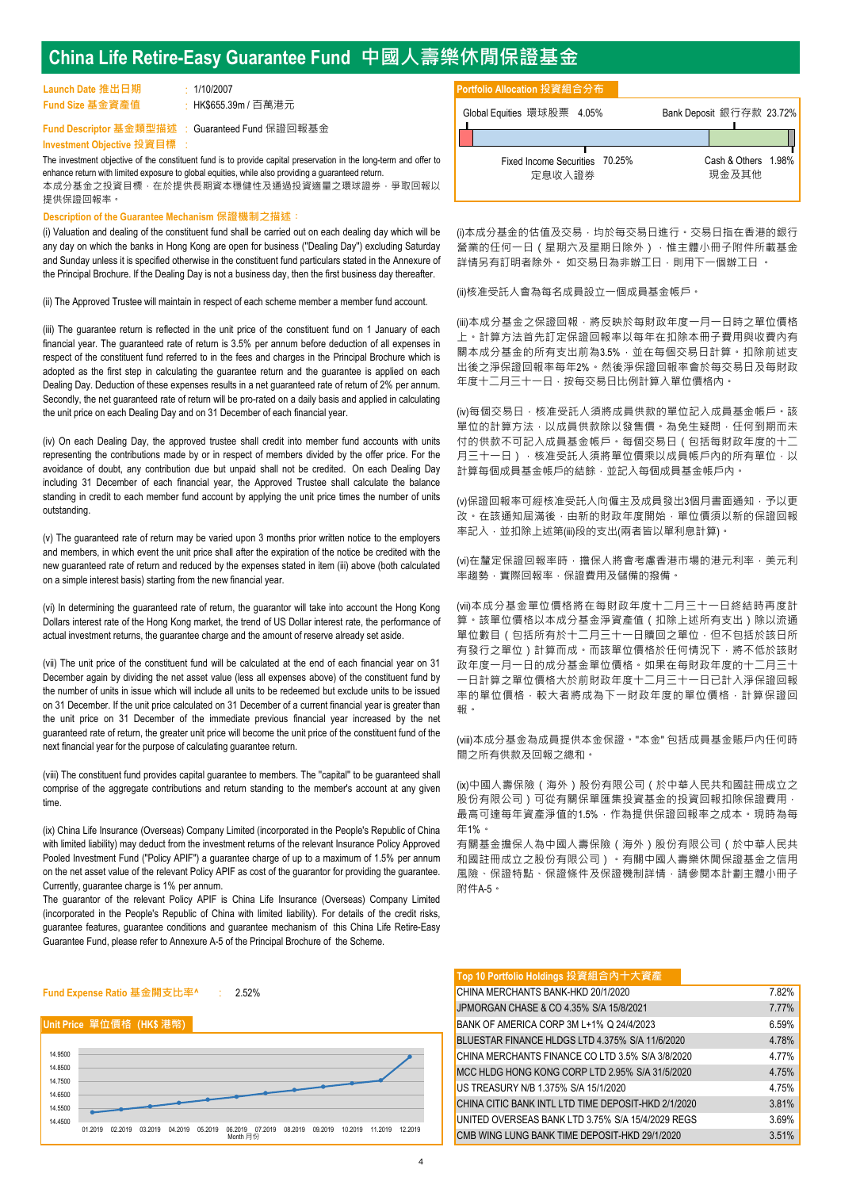# China Life Retire-Easy Guarantee Fund 中國人壽樂休閒保證基金

**Launch Date 推出日期**: 1/10/2007

**Fund Size 基金資產值**: HK$655.39m / 百萬港元

**Fund Descriptor 基金類型描述**: Guaranteed Fund 保證回報基金

**Investment Objective 投資目標**:

The investment objective of the constituent fund is to provide capital preservation in the long-term and offer to enhance return with limited exposure to global equities, while also providing a guaranteed return.

本成分基金之投資目標，在於提供長期資本保存健性及通過投資適量之環球證券，爭取回報以提供保證回報率。

**Portfolio Allocation 投資組合分布**

| Asset | % |
|---|---|
| Global Equities 環球股票 | 4.05% |
| Bank Deposit 銀行存款 | 23.72% |
| Fixed Income Securities 定息收入證券 | 70.25% |
| Cash & Others 現金及其他 | 1.98% |

**Description of the Guarantee Mechanism 保證機制之描述**:

(i) Valuation and dealing of the constituent fund shall be carried out on each dealing day which will be any day on which the banks in Hong Kong are open for business ("Dealing Day") excluding Saturday and Sunday unless it is specified otherwise in the constituent fund particulars stated in the Annexure of the Principal Brochure. If the Dealing Day is not a business day, then the first business day thereafter.

(ii) The Approved Trustee will maintain in respect of each scheme member a member fund account.

(iii) The guarantee return is reflected in the unit price of the constituent fund on 1 January of each financial year. The guaranteed rate of return is 3.5% per annum before deduction of all expenses in respect of the constituent fund referred to in the fees and charges in the Principal Brochure which is adopted as the first step in calculating the guarantee return and the guarantee is applied on each Dealing Day. Deduction of these expenses results in a net guaranteed rate of return of 2% per annum. Secondly, the net guaranteed rate of return will be pro-rated on a daily basis and applied in calculating the unit price on each Dealing Day and on 31 December of each financial year.

(iv) On each Dealing Day, the approved trustee shall credit into member fund accounts with units representing the contributions made by or in respect of members divided by the offer price. For the avoidance of doubt, any contribution due but unpaid shall not be credited. On each Dealing Day including 31 December of each financial year, the Approved Trustee shall calculate the balance standing in credit to each member fund account by applying the unit price times the number of units outstanding.

(v) The guaranteed rate of return may be varied upon 3 months prior written notice to the employers and members, in which event the unit price shall after the expiration of the notice be credited with the new guaranteed rate of return and reduced by the expenses stated in item (iii) above (both calculated on a simple interest basis) starting from the new financial year.

(vi) In determining the guaranteed rate of return, the guarantor will take into account the Hong Kong Dollars interest rate of the Hong Kong market, the trend of US Dollar interest rate, the performance of actual investment returns, the guarantee charge and the amount of reserve already set aside.

(vii) The unit price of the constituent fund will be calculated at the end of each financial year on 31 December again by dividing the net asset value (less all expenses above) of the constituent fund by the number of units in issue which will include all units to be redeemed but exclude units to be issued on 31 December. If the unit price calculated on 31 December of a current financial year is greater than the unit price on 31 December of the immediate previous financial year increased by the net guaranteed rate of return, the greater unit price will become the unit price of the constituent fund of the next financial year for the purpose of calculating guarantee return.

(viii) The constituent fund provides capital guarantee to members. The "capital" to be guaranteed shall comprise of the aggregate contributions and return standing to the member's account at any given time.

(ix) China Life Insurance (Overseas) Company Limited (incorporated in the People's Republic of China with limited liability) may deduct from the investment returns of the relevant Insurance Policy Approved Pooled Investment Fund ("Policy APIF") a guarantee charge of up to a maximum of 1.5% per annum on the net asset value of the relevant Policy APIF as cost of the guarantor for providing the guarantee. Currently, guarantee charge is 1% per annum.
The guarantor of the relevant Policy APIF is China Life Insurance (Overseas) Company Limited (incorporated in the People's Republic of China with limited liability). For details of the credit risks, guarantee features, guarantee conditions and guarantee mechanism of this China Life Retire-Easy Guarantee Fund, please refer to Annexure A-5 of the Principal Brochure of the Scheme.

(i)本成分基金的估值及交易，均於每交易日進行。交易日指在香港的銀行營業的任何一日（星期六及星期日除外），惟主體小冊子附件所載基金詳情另有訂明者除外。 如交易日為非辦工日，則用下一個辦工日 。

(ii)核准受託人會為每名成員設立一個成員基金帳戶。

(iii)本成分基金之保證回報，將反映於每財政年度一月一日時之單位價格上。計算方法首先訂定保證回報率以每年在扣除本冊子費用與收費內有關本成分基金的所有支出前為3.5%，並在每個交易日計算。扣除前述支出後之淨保證回報率每年2%。然後淨保證回報率會於每交易日及每財政年度十二月三十一日，按每交易日比例計算入單位價格內。

(iv)每個交易日，核准受託人須將成員供款的單位記入成員基金帳戶。該單位的計算方法，以成員供款除以發售價。為免生疑問，任何到期而未付的供款不可記入成員基金帳戶。每個交易日（包括每財政年度的十二月三十一日），核准受託人須將單位價乘以成員帳戶內的所有單位，以計算每個成員基金帳戶的結餘，並記入每個成員基金帳戶內。

(v)保證回報率可經核准受託人向僱主及成員發出3個月書面通知，予以更改。該通知屆滿後，由新的財政年度開始，單位價須以新的保證回報率記入，並扣除上述第(iii)段的支出(兩者皆以單利息計算)。

(vi)在釐定保證回報率時，擔保人將會考慮香港市場的港元利率，美元利率趨勢，實際回報率，保證費用及儲備的撥備。

(vii)本成分基金單位價格將在每財政年度十二月三十一日終結時再度計算。該單位價格以本成分基金淨資產值（扣除上述所有支出）除以流通單位數目（包括所有於十二月三十一日贖回之單位，但不包括於該日所有發行之單位）計算而成。而該單位價格於任何情況下，將不低於該財政年度一月一日的成分基金單位價格。如果在每財政年度的十二月三十一日計算之單位價格大於前財政年度十二月三十一日已計入淨保證回報率的單位價格，較大者將成為下一財政年度的單位價格，計算保證回報。

(viii)本成分基金為成員提供本金保證。"本金" 包括成員基金賬戶內任何時間之所有供款及回報之總和。

(ix)中國人壽保險（海外）股份有限公司（於中華人民共和國註冊成立之股份有限公司）可從有關保單匯集投資基金的投資回報扣除保證費用，最高可達每年資產淨值的1.5%，作為提供保證回報率之成本。現時為每年1%。
有關基金擔保人為中國人壽保險（海外）股份有限公司（於中華人民共和國註冊成立之股份有限公司）。有關中國人壽樂休閒保證基金之信用風險、保證特點、保證條件及保證機制詳情，請參閱本計劃主體小冊子附件A-5。

**Fund Expense Ratio 基金開支比率^**: 2.52%

**Unit Price 單位價格 (HK$ 港幣)**

(Chart: unit price from 01.2019 to 12.2019, axis 14.4500 – 14.9500; Month 月份)

**Top 10 Portfolio Holdings 投資組合內十大資產**

| Holding | % |
|---|---|
| CHINA MERCHANTS BANK-HKD 20/1/2020 | 7.82% |
| JPMORGAN CHASE & CO 4.35% S/A 15/8/2021 | 7.77% |
| BANK OF AMERICA CORP 3M L+1% Q 24/4/2023 | 6.59% |
| BLUESTAR FINANCE HLDGS LTD 4.375% S/A 11/6/2020 | 4.78% |
| CHINA MERCHANTS FINANCE CO LTD 3.5% S/A 3/8/2020 | 4.77% |
| MCC HLDG HONG KONG CORP LTD 2.95% S/A 31/5/2020 | 4.75% |
| US TREASURY N/B 1.375% S/A 15/1/2020 | 4.75% |
| CHINA CITIC BANK INTL LTD TIME DEPOSIT-HKD 2/1/2020 | 3.81% |
| UNITED OVERSEAS BANK LTD 3.75% S/A 15/4/2029 REGS | 3.69% |
| CMB WING LUNG BANK TIME DEPOSIT-HKD 29/1/2020 | 3.51% |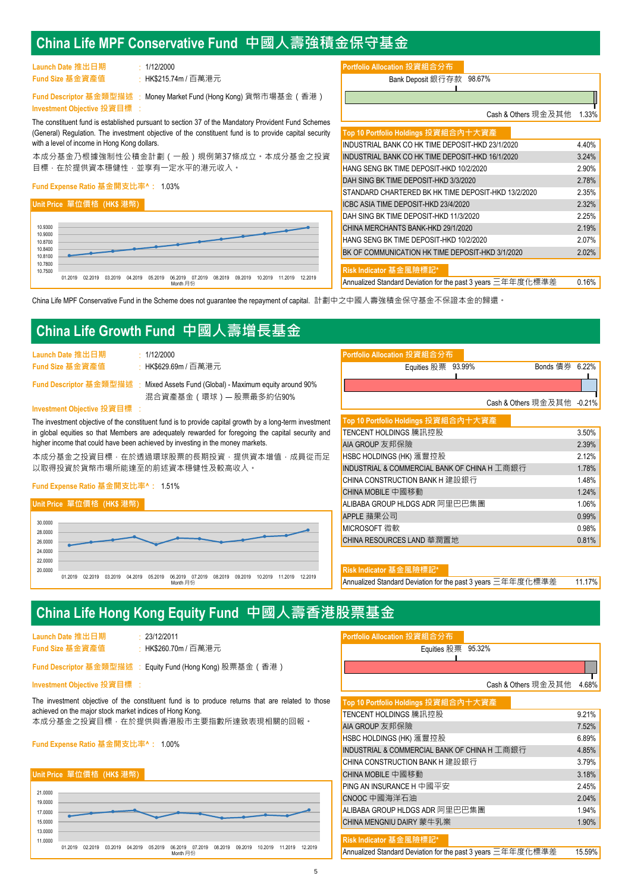## China Life MPF Conservative Fund 中國人壽強積金保守基金

**Launch Date 推出日期** : 1/12/2000

**Fund Size 基金資產值** : HK$215.74m / 百萬港元

**Fund Descriptor 基金類型描述** : Money Market Fund (Hong Kong) 貨幣市場基金（香港）

**Investment Objective 投資目標** :

The constituent fund is established pursuant to section 37 of the Mandatory Provident Fund Schemes (General) Regulation. The investment objective of the constituent fund is to provide capital security with a level of income in Hong Kong dollars.

本成分基金乃根據強制性公積金計劃（一般）規例第37條成立。本成分基金之投資目標，在於提供資本穩健性，並享有一定水平的港元收入。

**Fund Expense Ratio 基金開支比率^** : 1.03%

**Unit Price 單位價格 (HK$ 港幣)**

Month 月份: 01.2019 – 12.2019

**Portfolio Allocation 投資組合分布**

| Asset | % |
|---|---|
| Bank Deposit 銀行存款 | 98.67% |
| Cash & Others 現金及其他 | 1.33% |

**Top 10 Portfolio Holdings 投資組合內十大資產**

| Holding | % |
|---|---|
| INDUSTRIAL BANK CO HK TIME DEPOSIT-HKD 23/1/2020 | 4.40% |
| INDUSTRIAL BANK CO HK TIME DEPOSIT-HKD 16/1/2020 | 3.24% |
| HANG SENG BK TIME DEPOSIT-HKD 10/2/2020 | 2.90% |
| DAH SING BK TIME DEPOSIT-HKD 3/3/2020 | 2.78% |
| STANDARD CHARTERED BK HK TIME DEPOSIT-HKD 13/2/2020 | 2.35% |
| ICBC ASIA TIME DEPOSIT-HKD 23/4/2020 | 2.32% |
| DAH SING BK TIME DEPOSIT-HKD 11/3/2020 | 2.25% |
| CHINA MERCHANTS BANK-HKD 29/1/2020 | 2.19% |
| HANG SENG BK TIME DEPOSIT-HKD 10/2/2020 | 2.07% |
| BK OF COMMUNICATION HK TIME DEPOSIT-HKD 3/1/2020 | 2.02% |

**Risk Indicator 基金風險標記***

| | |
|---|---|
| Annualized Standard Deviation for the past 3 years 三年年度化標準差 | 0.16% |

China Life MPF Conservative Fund in the Scheme does not guarantee the repayment of capital. 計劃中之中國人壽強積金保守基金不保證本金的歸還。

## China Life Growth Fund 中國人壽增長基金

**Launch Date 推出日期** : 1/12/2000

**Fund Size 基金資產值** : HK$629.69m / 百萬港元

**Fund Descriptor 基金類型描述** : Mixed Assets Fund (Global) - Maximum equity around 90% 混合資產基金（環球）— 股票最多約佔90%

**Investment Objective 投資目標** :

The investment objective of the constituent fund is to provide capital growth by a long-term investment in global equities so that Members are adequately rewarded for foregoing the capital security and higher income that could have been achieved by investing in the money markets.

本成分基金之投資目標，在於透過環球股票的長期投資，提供資本增值，成員從而足以取得投資於貨幣市場所能達至的前述資本穩健性及較高收入。

**Fund Expense Ratio 基金開支比率^** : 1.51%

**Unit Price 單位價格 (HK$ 港幣)**

Month 月份: 01.2019 – 12.2019

**Portfolio Allocation 投資組合分布**

| Asset | % |
|---|---|
| Equities 股票 | 93.99% |
| Bonds 債券 | 6.22% |
| Cash & Others 現金及其他 | -0.21% |

**Top 10 Portfolio Holdings 投資組合內十大資產**

| Holding | % |
|---|---|
| TENCENT HOLDINGS 騰訊控股 | 3.50% |
| AIA GROUP 友邦保險 | 2.39% |
| HSBC HOLDINGS (HK) 滙豐控股 | 2.12% |
| INDUSTRIAL & COMMERCIAL BANK OF CHINA H 工商銀行 | 1.78% |
| CHINA CONSTRUCTION BANK H 建設銀行 | 1.48% |
| CHINA MOBILE 中國移動 | 1.24% |
| ALIBABA GROUP HLDGS ADR 阿里巴巴集團 | 1.06% |
| APPLE 蘋果公司 | 0.99% |
| MICROSOFT 微軟 | 0.98% |
| CHINA RESOURCES LAND 華潤置地 | 0.81% |

**Risk Indicator 基金風險標記***

| | |
|---|---|
| Annualized Standard Deviation for the past 3 years 三年年度化標準差 | 11.17% |

## China Life Hong Kong Equity Fund 中國人壽香港股票基金

**Launch Date 推出日期** : 23/12/2011

**Fund Size 基金資產值** : HK$260.70m / 百萬港元

**Fund Descriptor 基金類型描述** : Equity Fund (Hong Kong) 股票基金（香港）

**Investment Objective 投資目標** :

The investment objective of the constituent fund is to produce returns that are related to those achieved on the major stock market indices of Hong Kong.

本成分基金之投資目標，在於提供與香港股市主要指數所達致表現相關的回報。

**Fund Expense Ratio 基金開支比率^** : 1.00%

**Unit Price 單位價格 (HK$ 港幣)**

Month 月份: 01.2019 – 12.2019

**Portfolio Allocation 投資組合分布**

| Asset | % |
|---|---|
| Equities 股票 | 95.32% |
| Cash & Others 現金及其他 | 4.68% |

**Top 10 Portfolio Holdings 投資組合內十大資產**

| Holding | % |
|---|---|
| TENCENT HOLDINGS 騰訊控股 | 9.21% |
| AIA GROUP 友邦保險 | 7.52% |
| HSBC HOLDINGS (HK) 滙豐控股 | 6.89% |
| INDUSTRIAL & COMMERCIAL BANK OF CHINA H 工商銀行 | 4.85% |
| CHINA CONSTRUCTION BANK H 建設銀行 | 3.79% |
| CHINA MOBILE 中國移動 | 3.18% |
| PING AN INSURANCE H 中國平安 | 2.45% |
| CNOOC 中國海洋石油 | 2.04% |
| ALIBABA GROUP HLDGS ADR 阿里巴巴集團 | 1.94% |
| CHINA MENGNIU DAIRY 蒙牛乳業 | 1.90% |

**Risk Indicator 基金風險標記***

| | |
|---|---|
| Annualized Standard Deviation for the past 3 years 三年年度化標準差 | 15.59% |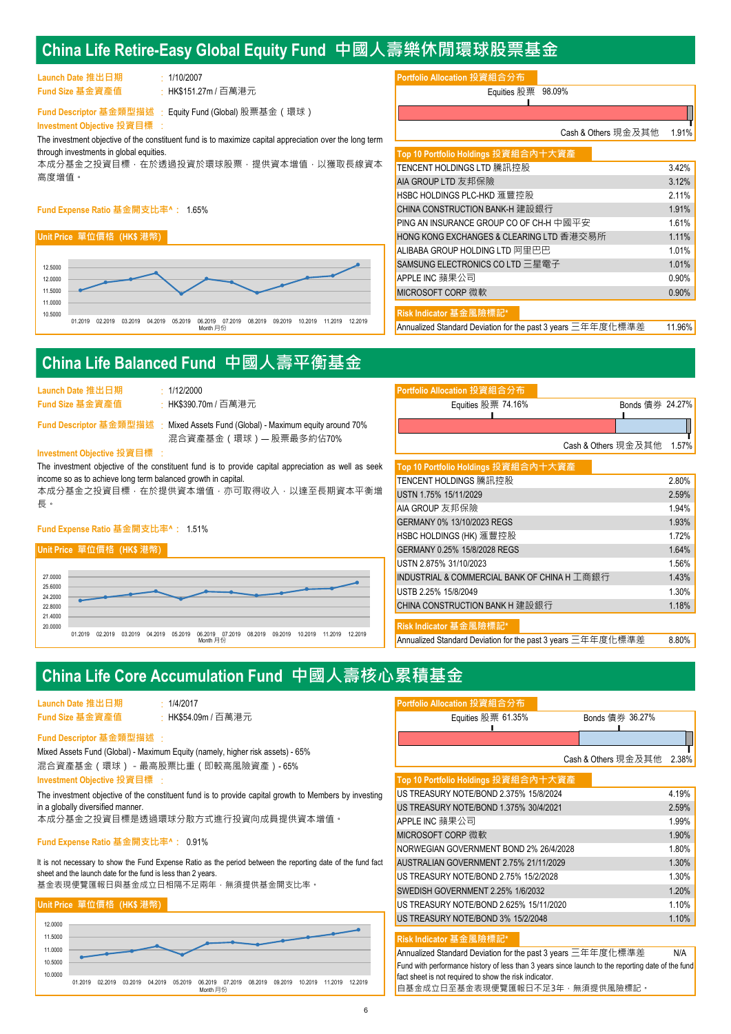# China Life Retire-Easy Global Equity Fund 中國人壽樂休閒環球股票基金

Launch Date 推出日期 : 1/10/2007

Fund Size 基金資產值 : HK$151.27m / 百萬港元

Fund Descriptor 基金類型描述 : Equity Fund (Global) 股票基金（環球）

Investment Objective 投資目標 :

The investment objective of the constituent fund is to maximize capital appreciation over the long term through investments in global equities.

本成分基金之投資目標，在於透過投資於環球股票，提供資本增值，以獲取長線資本高度增值。

Fund Expense Ratio 基金開支比率^ : 1.65%

Unit Price 單位價格 (HK$ 港幣)

Portfolio Allocation 投資組合分布

| | |
|---|---|
| Equities 股票 | 98.09% |
| Cash & Others 現金及其他 | 1.91% |

Top 10 Portfolio Holdings 投資組合內十大資產

| Holding | % |
|---|---|
| TENCENT HOLDINGS LTD 騰訊控股 | 3.42% |
| AIA GROUP LTD 友邦保險 | 3.12% |
| HSBC HOLDINGS PLC-HKD 滙豐控股 | 2.11% |
| CHINA CONSTRUCTION BANK-H 建設銀行 | 1.91% |
| PING AN INSURANCE GROUP CO OF CH-H 中國平安 | 1.61% |
| HONG KONG EXCHANGES & CLEARING LTD 香港交易所 | 1.11% |
| ALIBABA GROUP HOLDING LTD 阿里巴巴 | 1.01% |
| SAMSUNG ELECTRONICS CO LTD 三星電子 | 1.01% |
| APPLE INC 蘋果公司 | 0.90% |
| MICROSOFT CORP 微軟 | 0.90% |

Risk Indicator 基金風險標記*

Annualized Standard Deviation for the past 3 years 三年年度化標準差 11.96%

# China Life Balanced Fund 中國人壽平衡基金

Launch Date 推出日期 : 1/12/2000

Fund Size 基金資產值 : HK$390.70m / 百萬港元

Fund Descriptor 基金類型描述 : Mixed Assets Fund (Global) - Maximum equity around 70%
混合資產基金（環球）— 股票最多約佔70%

Investment Objective 投資目標 :

The investment objective of the constituent fund is to provide capital appreciation as well as seek income so as to achieve long term balanced growth in capital.

本成分基金之投資目標，在於提供資本增值，亦可取得收入，以達至長期資本平衡增長。

Fund Expense Ratio 基金開支比率^ : 1.51%

Unit Price 單位價格 (HK$ 港幣)

Portfolio Allocation 投資組合分布

| | |
|---|---|
| Equities 股票 | 74.16% |
| Bonds 債券 | 24.27% |
| Cash & Others 現金及其他 | 1.57% |

Top 10 Portfolio Holdings 投資組合內十大資產

| Holding | % |
|---|---|
| TENCENT HOLDINGS 騰訊控股 | 2.80% |
| USTN 1.75% 15/11/2029 | 2.59% |
| AIA GROUP 友邦保險 | 1.94% |
| GERMANY 0% 13/10/2023 REGS | 1.93% |
| HSBC HOLDINGS (HK) 滙豐控股 | 1.72% |
| GERMANY 0.25% 15/8/2028 REGS | 1.64% |
| USTN 2.875% 31/10/2023 | 1.56% |
| INDUSTRIAL & COMMERCIAL BANK OF CHINA H 工商銀行 | 1.43% |
| USTB 2.25% 15/8/2049 | 1.30% |
| CHINA CONSTRUCTION BANK H 建設銀行 | 1.18% |

Risk Indicator 基金風險標記*

Annualized Standard Deviation for the past 3 years 三年年度化標準差 8.80%

# China Life Core Accumulation Fund 中國人壽核心累積基金

Launch Date 推出日期 : 1/4/2017

Fund Size 基金資產值 : HK$54.09m / 百萬港元

Fund Descriptor 基金類型描述 :

Mixed Assets Fund (Global) - Maximum Equity (namely, higher risk assets) - 65%

混合資產基金（環球）- 最高股票比重（即較高風險資產）- 65%

Investment Objective 投資目標 :

The investment objective of the constituent fund is to provide capital growth to Members by investing in a globally diversified manner.

本成分基金之投資目標是透過環球分散方式進行投資向成員提供資本增值。

Fund Expense Ratio 基金開支比率^ : 0.91%

It is not necessary to show the Fund Expense Ratio as the period between the reporting date of the fund fact sheet and the launch date for the fund is less than 2 years.

基金表現便覽匯報日與基金成立日相隔不足兩年，無須提供基金開支比率。

Unit Price 單位價格 (HK$ 港幣)

Portfolio Allocation 投資組合分布

| | |
|---|---|
| Equities 股票 | 61.35% |
| Bonds 債券 | 36.27% |
| Cash & Others 現金及其他 | 2.38% |

Top 10 Portfolio Holdings 投資組合內十大資產

| Holding | % |
|---|---|
| US TREASURY NOTE/BOND 2.375% 15/8/2024 | 4.19% |
| US TREASURY NOTE/BOND 1.375% 30/4/2021 | 2.59% |
| APPLE INC 蘋果公司 | 1.99% |
| MICROSOFT CORP 微軟 | 1.90% |
| NORWEGIAN GOVERNMENT BOND 2% 26/4/2028 | 1.80% |
| AUSTRALIAN GOVERNMENT 2.75% 21/11/2029 | 1.30% |
| US TREASURY NOTE/BOND 2.75% 15/2/2028 | 1.30% |
| SWEDISH GOVERNMENT 2.25% 1/6/2032 | 1.20% |
| US TREASURY NOTE/BOND 2.625% 15/11/2020 | 1.10% |
| US TREASURY NOTE/BOND 3% 15/2/2048 | 1.10% |

Risk Indicator 基金風險標記*

Annualized Standard Deviation for the past 3 years 三年年度化標準差 N/A

Fund with performance history of less than 3 years since launch to the reporting date of the fund fact sheet is not required to show the risk indicator.

自基金成立日至基金表現便覽匯報日不足3年，無須提供風險標記。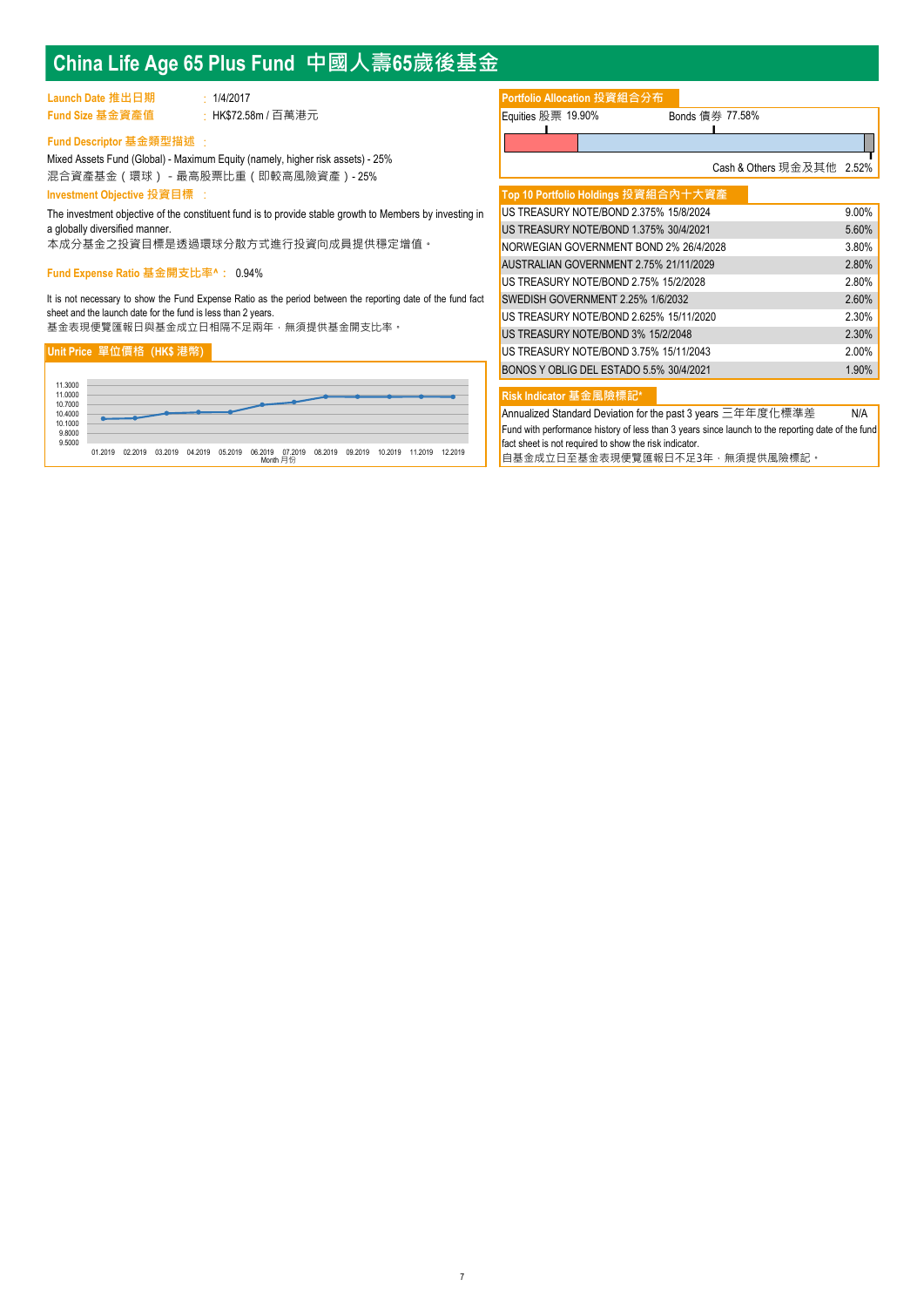# China Life Age 65 Plus Fund 中國人壽65歲後基金

**Launch Date 推出日期** : 1/4/2017

**Fund Size 基金資產值** : HK$72.58m / 百萬港元

**Fund Descriptor 基金類型描述** :

Mixed Assets Fund (Global) - Maximum Equity (namely, higher risk assets) - 25%

混合資產基金（環球）- 最高股票比重（即較高風險資產）- 25%

**Investment Objective 投資目標** :

The investment objective of the constituent fund is to provide stable growth to Members by investing in a globally diversified manner.

本成分基金之投資目標是透過環球分散方式進行投資向成員提供穩定增值。

**Fund Expense Ratio 基金開支比率^** : 0.94%

It is not necessary to show the Fund Expense Ratio as the period between the reporting date of the fund fact sheet and the launch date for the fund is less than 2 years.

基金表現便覽匯報日與基金成立日相隔不足兩年，無須提供基金開支比率。

**Unit Price 單位價格 (HK$ 港幣)**

Month 月份: 01.2019, 02.2019, 03.2019, 04.2019, 05.2019, 06.2019, 07.2019, 08.2019, 09.2019, 10.2019, 11.2019, 12.2019

**Portfolio Allocation 投資組合分布**

| Asset | % |
|---|---|
| Equities 股票 | 19.90% |
| Bonds 債券 | 77.58% |
| Cash & Others 現金及其他 | 2.52% |

**Top 10 Portfolio Holdings 投資組合內十大資產**

| Holding | % |
|---|---|
| US TREASURY NOTE/BOND 2.375% 15/8/2024 | 9.00% |
| US TREASURY NOTE/BOND 1.375% 30/4/2021 | 5.60% |
| NORWEGIAN GOVERNMENT BOND 2% 26/4/2028 | 3.80% |
| AUSTRALIAN GOVERNMENT 2.75% 21/11/2029 | 2.80% |
| US TREASURY NOTE/BOND 2.75% 15/2/2028 | 2.80% |
| SWEDISH GOVERNMENT 2.25% 1/6/2032 | 2.60% |
| US TREASURY NOTE/BOND 2.625% 15/11/2020 | 2.30% |
| US TREASURY NOTE/BOND 3% 15/2/2048 | 2.30% |
| US TREASURY NOTE/BOND 3.75% 15/11/2043 | 2.00% |
| BONOS Y OBLIG DEL ESTADO 5.5% 30/4/2021 | 1.90% |

**Risk Indicator 基金風險標記***

Annualized Standard Deviation for the past 3 years 三年年度化標準差: N/A

Fund with performance history of less than 3 years since launch to the reporting date of the fund fact sheet is not required to show the risk indicator.

自基金成立日至基金表現便覽匯報日不足3年，無須提供風險標記。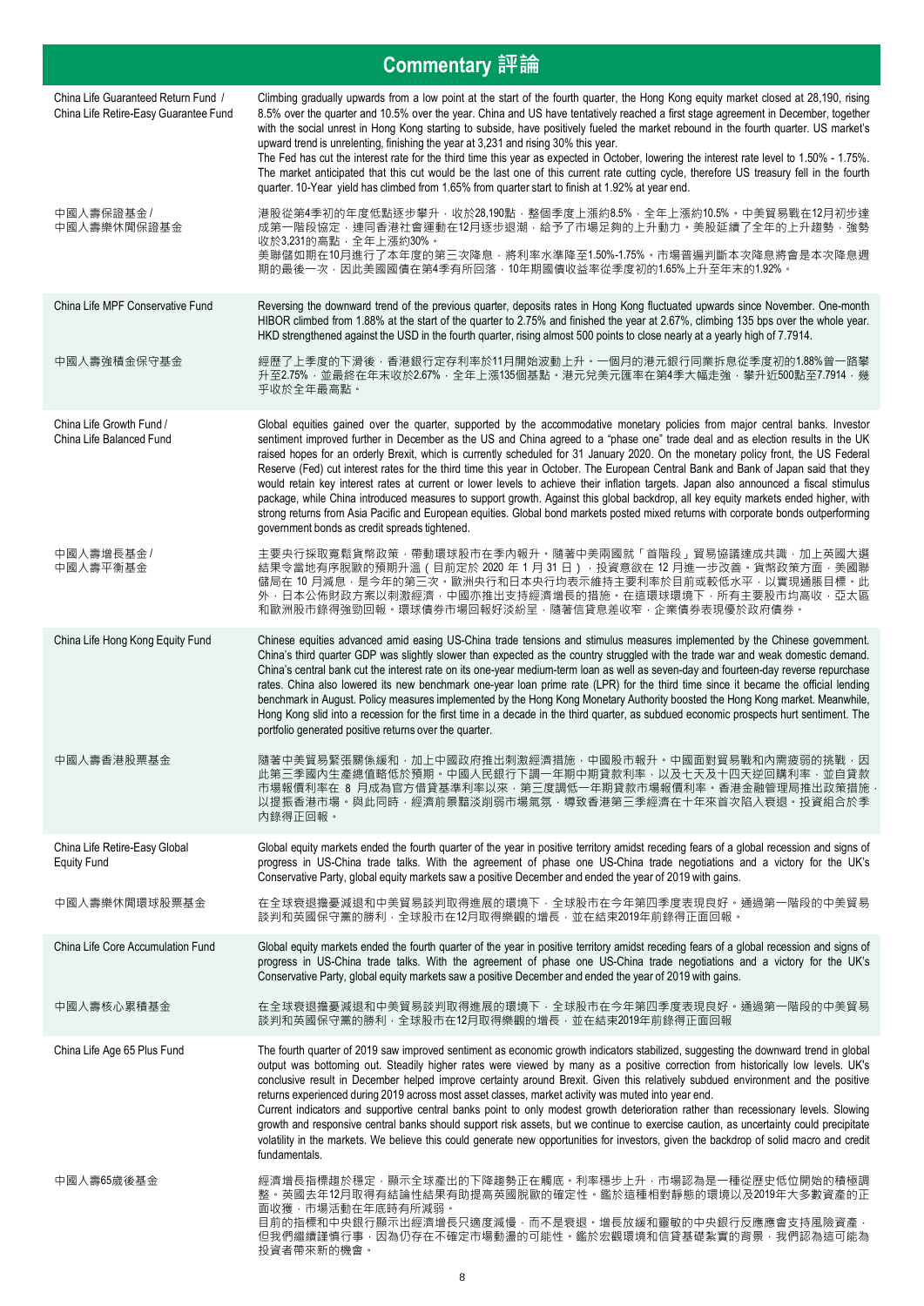# Commentary 評論

| | |
|---|---|
| China Life Guaranteed Return Fund / China Life Retire-Easy Guarantee Fund | Climbing gradually upwards from a low point at the start of the fourth quarter, the Hong Kong equity market closed at 28,190, rising 8.5% over the quarter and 10.5% over the year. China and US have tentatively reached a first stage agreement in December, together with the social unrest in Hong Kong starting to subside, have positively fueled the market rebound in the fourth quarter. US market's upward trend is unrelenting, finishing the year at 3,231 and rising 30% this year.<br>The Fed has cut the interest rate for the third time this year as expected in October, lowering the interest rate level to 1.50% - 1.75%. The market anticipated that this cut would be the last one of this current rate cutting cycle, therefore US treasury fell in the fourth quarter. 10-Year yield has climbed from 1.65% from quarter start to finish at 1.92% at year end. |
| 中國人壽保證基金 / 中國人壽樂休閒保證基金 | 港股從第4季初的年度低點逐步攀升，收於28,190點，整個季度上漲約8.5%，全年上漲約10.5%。中美貿易戰在12月初步達成第一階段協定，連同香港社會運動在12月逐步退潮，給予了市場足夠的上升動力。美股延續了全年的上升趨勢，強勢收於3,231的高點，全年上漲約30%。<br>美聯儲如期在10月進行了本年度的第三次降息，將利率水準降至1.50%-1.75%。市場普遍判斷本次降息將會是本次降息週期的最後一次，因此美國國債在第4季有所回落，10年期國債收益率從季度初的1.65%上升至年末的1.92%。 |
| China Life MPF Conservative Fund | Reversing the downward trend of the previous quarter, deposits rates in Hong Kong fluctuated upwards since November. One-month HIBOR climbed from 1.88% at the start of the quarter to 2.75% and finished the year at 2.67%, climbing 135 bps over the whole year. HKD strengthened against the USD in the fourth quarter, rising almost 500 points to close nearly at a yearly high of 7.7914. |
| 中國人壽強積金保守基金 | 經歷了上季度的下滑後，香港銀行定存利率於11月開始波動上升。一個月的港元銀行同業拆息從季度初的1.88%曾一路攀升至2.75%，並最終在年末收於2.67%，全年上漲135個基點。港元兌美元匯率在第4季大幅走強，攀升近500點至7.7914，幾乎收於全年最高點。 |
| China Life Growth Fund / China Life Balanced Fund | Global equities gained over the quarter, supported by the accommodative monetary policies from major central banks. Investor sentiment improved further in December as the US and China agreed to a "phase one" trade deal and as election results in the UK raised hopes for an orderly Brexit, which is currently scheduled for 31 January 2020. On the monetary policy front, the US Federal Reserve (Fed) cut interest rates for the third time this year in October. The European Central Bank and Bank of Japan said that they would retain key interest rates at current or lower levels to achieve their inflation targets. Japan also announced a fiscal stimulus package, while China introduced measures to support growth. Against this global backdrop, all key equity markets ended higher, with strong returns from Asia Pacific and European equities. Global bond markets posted mixed returns with corporate bonds outperforming government bonds as credit spreads tightened. |
| 中國人壽增長基金 / 中國人壽平衡基金 | 主要央行採取寬鬆貨幣政策，帶動環球股市在季內報升。隨著中美兩國就「首階段」貿易協議達成共識，加上英國大選結果令當地有序脫歐的預期升溫（目前定於 2020 年 1 月 31 日），投資意欲在 12 月進一步改善。貨幣政策方面，美國聯儲局在 10 月減息，是今年的第三次。歐洲央行和日本央行均表示維持主要利率於目前或較低水平，以實現通脹目標。此外，日本公佈財政方案以刺激經濟，中國亦推出支持經濟增長的措施。在這環球環境下，所有主要股市均高收，亞太區和歐洲股市錄得強勁回報。環球債券市場回報好淡紛呈，隨著信貸息差收窄，企業債券表現優於政府債券。 |
| China Life Hong Kong Equity Fund | Chinese equities advanced amid easing US-China trade tensions and stimulus measures implemented by the Chinese government. China's third quarter GDP was slightly slower than expected as the country struggled with the trade war and weak domestic demand. China's central bank cut the interest rate on its one-year medium-term loan as well as seven-day and fourteen-day reverse repurchase rates. China also lowered its new benchmark one-year loan prime rate (LPR) for the third time since it became the official lending benchmark in August. Policy measures implemented by the Hong Kong Monetary Authority boosted the Hong Kong market. Meanwhile, Hong Kong slid into a recession for the first time in a decade in the third quarter, as subdued economic prospects hurt sentiment. The portfolio generated positive returns over the quarter. |
| 中國人壽香港股票基金 | 隨著中美貿易緊張關係緩和，加上中國政府推出刺激經濟措施，中國股市報升。中國面對貿易戰和內需疲弱的挑戰，因此第三季國內生產總值略低於預期。中國人民銀行下調一年期中期貸款利率，以及七天及十四天逆回購利率，並自貸款市場報價利率在 8 月成為官方借貸基準利率以來，第三度調低一年期貸款市場報價利率。香港金融管理局推出政策措施，以提振香港市場。與此同時，經濟前景黯淡削弱市場氣氛，導致香港第三季經濟在十年來首次陷入衰退。投資組合於季內錄得正回報。 |
| China Life Retire-Easy Global Equity Fund | Global equity markets ended the fourth quarter of the year in positive territory amidst receding fears of a global recession and signs of progress in US-China trade talks. With the agreement of phase one US-China trade negotiations and a victory for the UK's Conservative Party, global equity markets saw a positive December and ended the year of 2019 with gains. |
| 中國人壽樂休閒環球股票基金 | 在全球衰退擔憂減退和中美貿易談判取得進展的環境下，全球股市在今年第四季度表現良好。通過第一階段的中美貿易談判和英國保守黨的勝利，全球股市在12月取得樂觀的增長，並在結束2019年前錄得正面回報。 |
| China Life Core Accumulation Fund | Global equity markets ended the fourth quarter of the year in positive territory amidst receding fears of a global recession and signs of progress in US-China trade talks. With the agreement of phase one US-China trade negotiations and a victory for the UK's Conservative Party, global equity markets saw a positive December and ended the year of 2019 with gains. |
| 中國人壽核心累積基金 | 在全球衰退擔憂減退和中美貿易談判取得進展的環境下，全球股市在今年第四季度表現良好。通過第一階段的中美貿易談判和英國保守黨的勝利，全球股市在12月取得樂觀的增長，並在結束2019年前錄得正面回報 |
| China Life Age 65 Plus Fund | The fourth quarter of 2019 saw improved sentiment as economic growth indicators stabilized, suggesting the downward trend in global output was bottoming out. Steadily higher rates were viewed by many as a positive correction from historically low levels. UK's conclusive result in December helped improve certainty around Brexit. Given this relatively subdued environment and the positive returns experienced during 2019 across most asset classes, market activity was muted into year end.<br>Current indicators and supportive central banks point to only modest growth deterioration rather than recessionary levels. Slowing growth and responsive central banks should support risk assets, but we continue to exercise caution, as uncertainty could precipitate volatility in the markets. We believe this could generate new opportunities for investors, given the backdrop of solid macro and credit fundamentals. |
| 中國人壽65歲後基金 | 經濟增長指標趨於穩定，顯示全球產出的下降趨勢正在觸底。利率穩步上升，市場認為是一種從歷史低位開始的積極調整。英國去年12月取得有結論性結果有助提高英國脫歐的確定性。鑑於這種相對靜態的環境以及2019年大多數資產的正面收獲，市場活動在年底時有所減弱。<br>目前的指標和中央銀行顯示出經濟增長只適度減慢，而不是衰退。增長放緩和靈敏的中央銀行反應應會支持風險資產，但我們繼續謹慎行事，因為仍存在不確定市場動盪的可能性。鑑於宏觀環境和信貸基礎紮實的背景，我們認為這可能為投資者帶來新的機會。 |